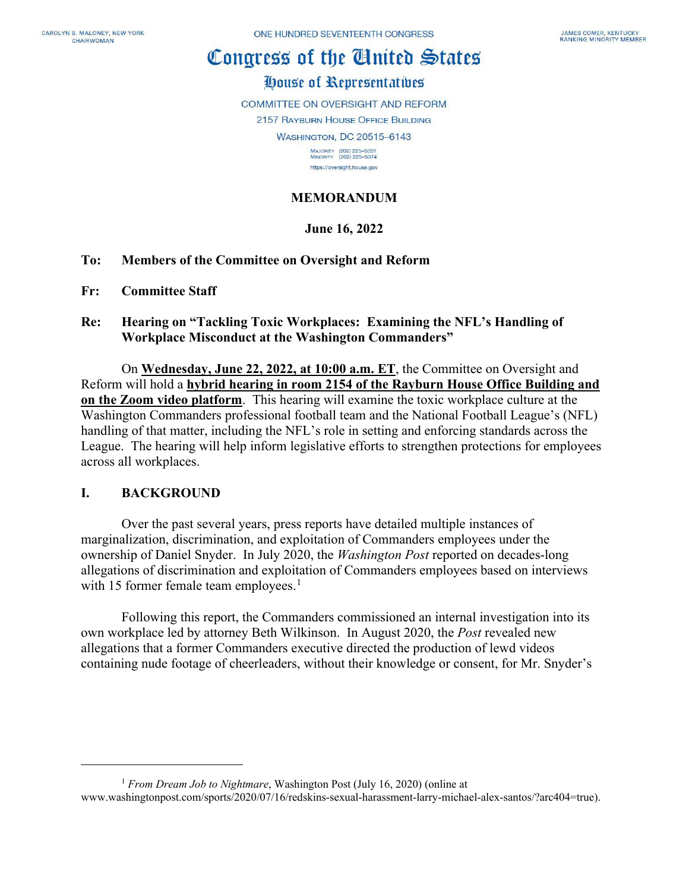CAROLYN B. MALONEY, NEW YORK
CHAIRWOMAN

ONE HUNDRED SEVENTEENTH CONGRESS

JAMES COMER, KENTUCKY
RANKING MINORITY MEMBER

# Congress of the United States

## House of Representatives

COMMITTEE ON OVERSIGHT AND REFORM
2157 RAYBURN HOUSE OFFICE BUILDING
WASHINGTON, DC 20515–6143

MAJORITY (202) 225–5051
MINORITY (202) 225–5074
https://oversight.house.gov

**MEMORANDUM**

**June 16, 2022**

**To:** **Members of the Committee on Oversight and Reform**

**Fr:** **Committee Staff**

**Re:** **Hearing on "Tackling Toxic Workplaces: Examining the NFL's Handling of Workplace Misconduct at the Washington Commanders"**

On **Wednesday, June 22, 2022, at 10:00 a.m. ET**, the Committee on Oversight and Reform will hold a **hybrid hearing in room 2154 of the Rayburn House Office Building and on the Zoom video platform**. This hearing will examine the toxic workplace culture at the Washington Commanders professional football team and the National Football League's (NFL) handling of that matter, including the NFL's role in setting and enforcing standards across the League. The hearing will help inform legislative efforts to strengthen protections for employees across all workplaces.

## I. BACKGROUND

Over the past several years, press reports have detailed multiple instances of marginalization, discrimination, and exploitation of Commanders employees under the ownership of Daniel Snyder. In July 2020, the *Washington Post* reported on decades-long allegations of discrimination and exploitation of Commanders employees based on interviews with 15 former female team employees.[1]

Following this report, the Commanders commissioned an internal investigation into its own workplace led by attorney Beth Wilkinson. In August 2020, the *Post* revealed new allegations that a former Commanders executive directed the production of lewd videos containing nude footage of cheerleaders, without their knowledge or consent, for Mr. Snyder's

---

[1] *From Dream Job to Nightmare*, Washington Post (July 16, 2020) (online at www.washingtonpost.com/sports/2020/07/16/redskins-sexual-harassment-larry-michael-alex-santos/?arc404=true).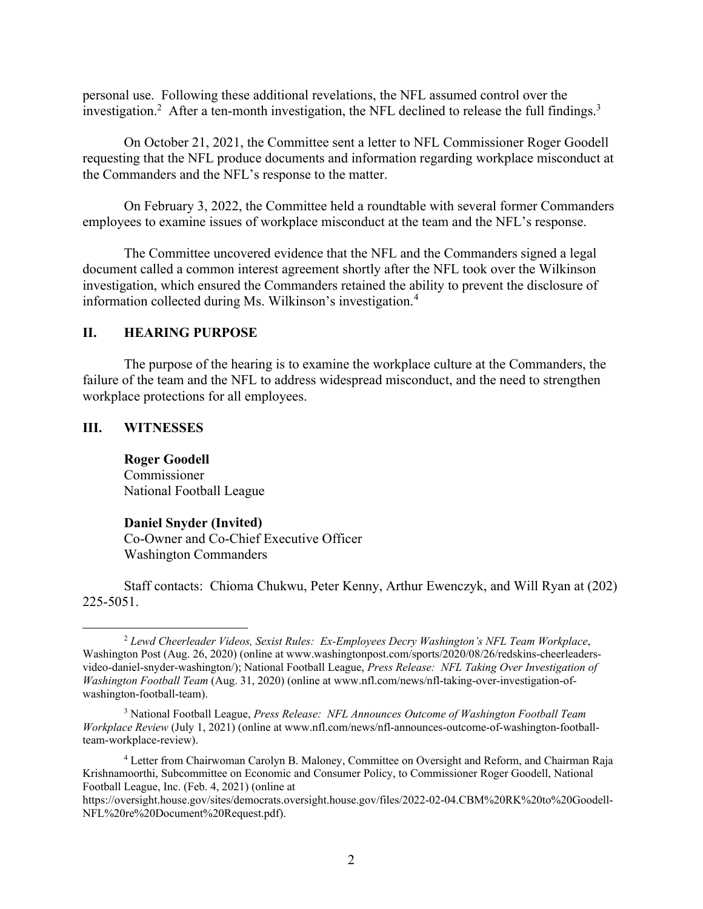personal use. Following these additional revelations, the NFL assumed control over the investigation.[2] After a ten-month investigation, the NFL declined to release the full findings.[3]

On October 21, 2021, the Committee sent a letter to NFL Commissioner Roger Goodell requesting that the NFL produce documents and information regarding workplace misconduct at the Commanders and the NFL's response to the matter.

On February 3, 2022, the Committee held a roundtable with several former Commanders employees to examine issues of workplace misconduct at the team and the NFL's response.

The Committee uncovered evidence that the NFL and the Commanders signed a legal document called a common interest agreement shortly after the NFL took over the Wilkinson investigation, which ensured the Commanders retained the ability to prevent the disclosure of information collected during Ms. Wilkinson's investigation.[4]

## II. HEARING PURPOSE

The purpose of the hearing is to examine the workplace culture at the Commanders, the failure of the team and the NFL to address widespread misconduct, and the need to strengthen workplace protections for all employees.

## III. WITNESSES

**Roger Goodell**
Commissioner
National Football League

**Daniel Snyder (Invited)**
Co-Owner and Co-Chief Executive Officer
Washington Commanders

Staff contacts: Chioma Chukwu, Peter Kenny, Arthur Ewenczyk, and Will Ryan at (202) 225-5051.

---

[2] *Lewd Cheerleader Videos, Sexist Rules: Ex-Employees Decry Washington's NFL Team Workplace*, Washington Post (Aug. 26, 2020) (online at www.washingtonpost.com/sports/2020/08/26/redskins-cheerleaders-video-daniel-snyder-washington/); National Football League, *Press Release: NFL Taking Over Investigation of Washington Football Team* (Aug. 31, 2020) (online at www.nfl.com/news/nfl-taking-over-investigation-of-washington-football-team).

[3] National Football League, *Press Release: NFL Announces Outcome of Washington Football Team Workplace Review* (July 1, 2021) (online at www.nfl.com/news/nfl-announces-outcome-of-washington-football-team-workplace-review).

[4] Letter from Chairwoman Carolyn B. Maloney, Committee on Oversight and Reform, and Chairman Raja Krishnamoorthi, Subcommittee on Economic and Consumer Policy, to Commissioner Roger Goodell, National Football League, Inc. (Feb. 4, 2021) (online at https://oversight.house.gov/sites/democrats.oversight.house.gov/files/2022-02-04.CBM%20RK%20to%20Goodell-NFL%20re%20Document%20Request.pdf).